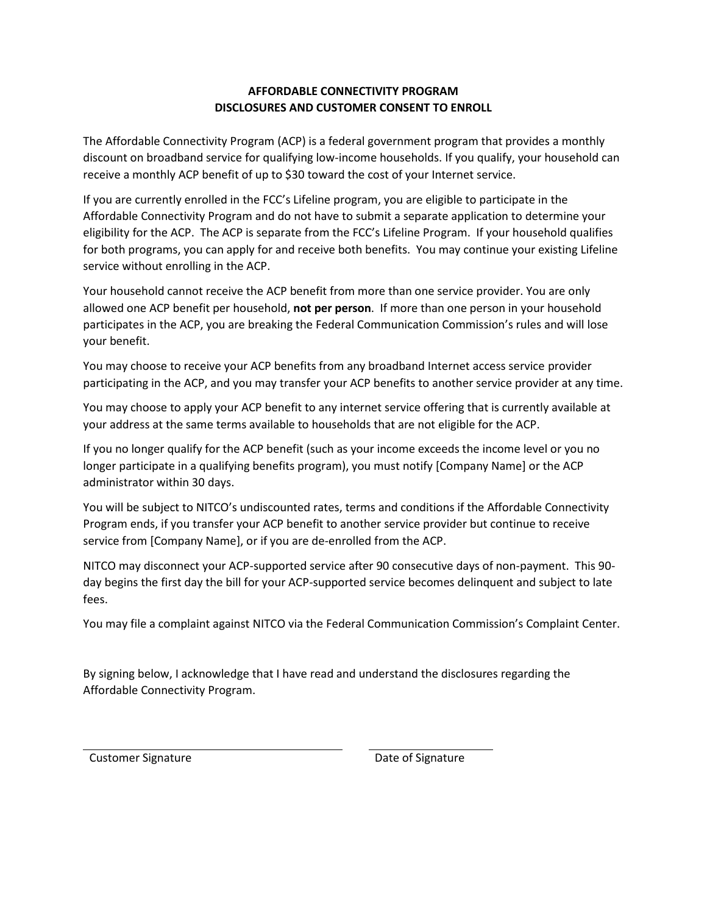**AFFORDABLE CONNECTIVITY PROGRAM**
**DISCLOSURES AND CUSTOMER CONSENT TO ENROLL**

The Affordable Connectivity Program (ACP) is a federal government program that provides a monthly discount on broadband service for qualifying low-income households. If you qualify, your household can receive a monthly ACP benefit of up to $30 toward the cost of your Internet service.

If you are currently enrolled in the FCC's Lifeline program, you are eligible to participate in the Affordable Connectivity Program and do not have to submit a separate application to determine your eligibility for the ACP. The ACP is separate from the FCC's Lifeline Program. If your household qualifies for both programs, you can apply for and receive both benefits. You may continue your existing Lifeline service without enrolling in the ACP.

Your household cannot receive the ACP benefit from more than one service provider. You are only allowed one ACP benefit per household, **not per person**. If more than one person in your household participates in the ACP, you are breaking the Federal Communication Commission's rules and will lose your benefit.

You may choose to receive your ACP benefits from any broadband Internet access service provider participating in the ACP, and you may transfer your ACP benefits to another service provider at any time.

You may choose to apply your ACP benefit to any internet service offering that is currently available at your address at the same terms available to households that are not eligible for the ACP.

If you no longer qualify for the ACP benefit (such as your income exceeds the income level or you no longer participate in a qualifying benefits program), you must notify [Company Name] or the ACP administrator within 30 days.

You will be subject to NITCO's undiscounted rates, terms and conditions if the Affordable Connectivity Program ends, if you transfer your ACP benefit to another service provider but continue to receive service from [Company Name], or if you are de-enrolled from the ACP.

NITCO may disconnect your ACP-supported service after 90 consecutive days of non-payment. This 90-day begins the first day the bill for your ACP-supported service becomes delinquent and subject to late fees.

You may file a complaint against NITCO via the Federal Communication Commission's Complaint Center.

By signing below, I acknowledge that I have read and understand the disclosures regarding the Affordable Connectivity Program.

______________________________ ______________________

Customer Signature Date of Signature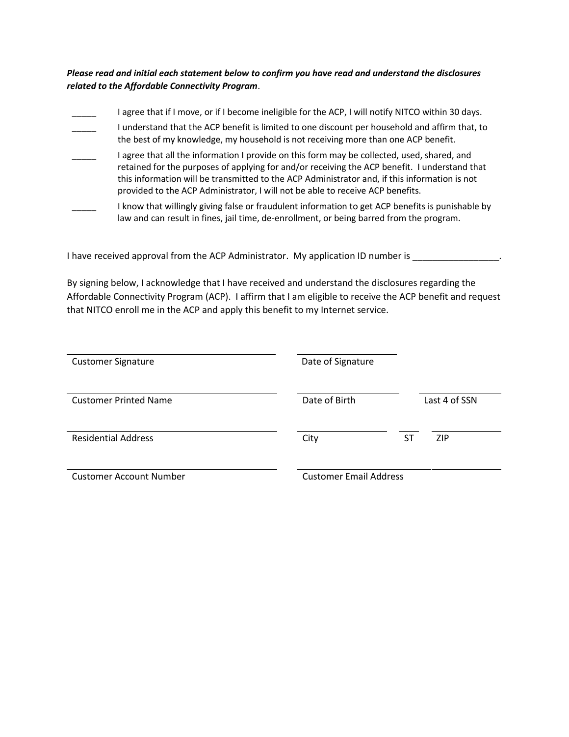***Please read and initial each statement below to confirm you have read and understand the disclosures related to the Affordable Connectivity Program***.

_____ I agree that if I move, or if I become ineligible for the ACP, I will notify NITCO within 30 days.

_____ I understand that the ACP benefit is limited to one discount per household and affirm that, to the best of my knowledge, my household is not receiving more than one ACP benefit.

_____ I agree that all the information I provide on this form may be collected, used, shared, and retained for the purposes of applying for and/or receiving the ACP benefit. I understand that this information will be transmitted to the ACP Administrator and, if this information is not provided to the ACP Administrator, I will not be able to receive ACP benefits.

_____ I know that willingly giving false or fraudulent information to get ACP benefits is punishable by law and can result in fines, jail time, de-enrollment, or being barred from the program.

I have received approval from the ACP Administrator. My application ID number is _________________.

By signing below, I acknowledge that I have received and understand the disclosures regarding the Affordable Connectivity Program (ACP). I affirm that I am eligible to receive the ACP benefit and request that NITCO enroll me in the ACP and apply this benefit to my Internet service.

_______________________________ _______________

Customer Signature Date of Signature

_______________________________ _______________ _______________

Customer Printed Name Date of Birth Last 4 of SSN

_______________________________ _______________ ____ __________

Residential Address City ST ZIP

_______________________________ ____________________________

Customer Account Number Customer Email Address